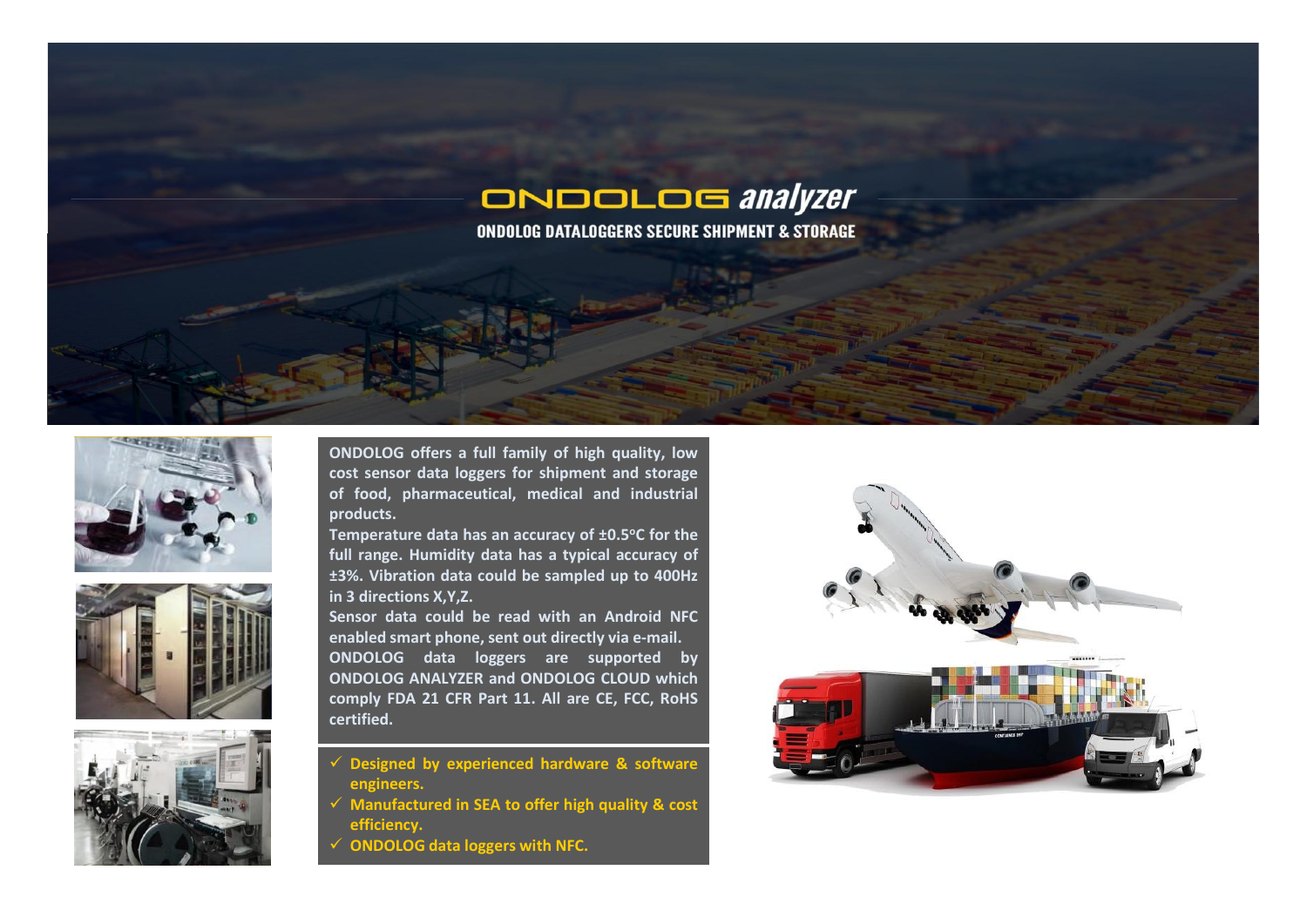# ONDOLOG *analyzer*

## ONDOLOG DATALOGGERS SECURE SHIPMENT & STORAGE

**ONDOLOG offers a full family of high quality, low cost sensor data loggers for shipment and storage of food, pharmaceutical, medical and industrial products.**

**Temperature data has an accuracy of ±0.5°C for the full range. Humidity data has a typical accuracy of ±3%. Vibration data could be sampled up to 400Hz in 3 directions X,Y,Z.**

**Sensor data could be read with an Android NFC enabled smart phone, sent out directly via e-mail.**

**ONDOLOG data loggers are supported by ONDOLOG ANALYZER and ONDOLOG CLOUD which comply FDA 21 CFR Part 11. All are CE, FCC, RoHS certified.**

- ✓ **Designed by experienced hardware & software engineers.**
- ✓ **Manufactured in SEA to offer high quality & cost efficiency.**
- ✓ **ONDOLOG data loggers with NFC.**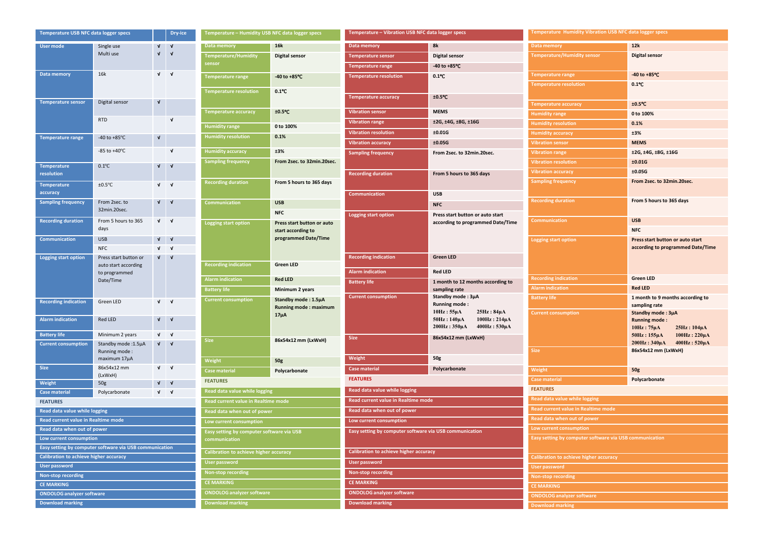## Temperature USB NFC data logger specs

| Temperature USB NFC data logger specs | | | Dry-ice |
|---|---|---|---|
| User mode | Single use | √ | √ |
| | Multi use | √ | √ |
| Data memory | 16k | √ | √ |
| Temperature sensor | Digital sensor | √ | |
| | RTD | | √ |
| Temperature range | -40 to +85℃ | √ | |
| | -85 to +40℃ | | √ |
| Temperature resolution | 0.1℃ | √ | √ |
| Temperature accuracy | ±0.5℃ | √ | √ |
| Sampling frequency | From 2sec. to 32min.20sec. | √ | √ |
| Recording duration | From 5 hours to 365 days | √ | √ |
| Communication | USB | √ | √ |
| | NFC | √ | √ |
| Logging start option | Press start button or auto start according to programmed Date/Time | √ | √ |
| Recording indication | Green LED | √ | √ |
| Alarm indication | Red LED | √ | √ |
| Battery life | Minimum 2 years | √ | √ |
| Current consumption | Standby mode :1.5µA Running mode : maximum 17µA | √ | √ |
| Size | 86x54x12 mm (LxWxH) | √ | √ |
| Weight | 50g | √ | √ |
| Case material | Polycarbonate | √ | √ |

**FEATURES**

- Read data value while logging
- Read current value in Realtime mode
- Read data when out of power
- Low current consumption
- Easy setting by computer software via USB communication
- Calibration to achieve higher accuracy
- User password
- Non-stop recording
- CE MARKING
- ONDOLOG analyzer software
- Download marking

## Temperature – Humidity USB NFC data logger specs

| Temperature – Humidity USB NFC data logger specs | |
|---|---|
| Data memory | 16k |
| Temperature/Humidity sensor | Digital sensor |
| Temperature range | -40 to +85℃ |
| Temperature resolution | 0.1℃ |
| Temperature accuracy | ±0.5℃ |
| Humidity range | 0 to 100% |
| Humidity resolution | 0.1% |
| Humidity accuracy | ±3% |
| Sampling frequency | From 2sec. to 32min.20sec. |
| Recording duration | From 5 hours to 365 days |
| Communication | USB |
| | NFC |
| Logging start option | Press start button or auto start according to programmed Date/Time |
| Recording indication | Green LED |
| Alarm indication | Red LED |
| Battery life | Minimum 2 years |
| Current consumption | Standby mode : 1.5µA Running mode : maximum 17µA |
| Size | 86x54x12 mm (LxWxH) |
| Weight | 50g |
| Case material | Polycarbonate |

**FEATURES**

- Read data value while logging
- Read current value in Realtime mode
- Read data when out of power
- Low current consumption
- Easy setting by computer software via USB communication
- Calibration to achieve higher accuracy
- User password
- Non-stop recording
- CE MARKING
- ONDOLOG analyzer software
- Download marking

## Temperature – Vibration USB NFC data logger specs

| Temperature – Vibration USB NFC data logger specs | |
|---|---|
| Data memory | 8k |
| Temperature sensor | Digital sensor |
| Temperature range | -40 to +85℃ |
| Temperature resolution | 0.1℃ |
| Temperature accuracy | ±0.5℃ |
| Vibration sensor | MEMS |
| Vibration range | ±2G, ±4G, ±8G, ±16G |
| Vibration resolution | ±0.01G |
| Vibration accuracy | ±0.05G |
| Sampling frequency | From 2sec. to 32min.20sec. |
| Recording duration | From 5 hours to 365 days |
| Communication | USB |
| | NFC |
| Logging start option | Press start button or auto start according to programmed Date/Time |
| Recording indication | Green LED |
| Alarm indication | Red LED |
| Battery life | 1 month to 12 months according to sampling rate |
| Current consumption | Standby mode : 3µA Running mode : 10Hz : 55µA 25Hz : 84µA 50Hz : 140µA 100Hz : 214µA 200Hz : 350µA 400Hz : 530µA |
| Size | 86x54x12 mm (LxWxH) |
| Weight | 50g |
| Case material | Polycarbonate |

**FEATURES**

- Read data value while logging
- Read current value in Realtime mode
- Read data when out of power
- Low current consumption
- Easy setting by computer software via USB communication
- Calibration to achieve higher accuracy
- User password
- Non-stop recording
- CE MARKING
- ONDOLOG analyzer software
- Download marking

## Temperature Humidity Vibration USB NFC data logger specs

| Temperature Humidity Vibration USB NFC data logger specs | |
|---|---|
| Data memory | 12k |
| Temperature/Humidity sensor | Digital sensor |
| Temperature range | -40 to +85℃ |
| Temperature resolution | 0.1℃ |
| Temperature accuracy | ±0.5℃ |
| Humidity range | 0 to 100% |
| Humidity resolution | 0.1% |
| Humidity accuracy | ±3% |
| Vibration sensor | MEMS |
| Vibration range | ±2G, ±4G, ±8G, ±16G |
| Vibration resolution | ±0.01G |
| Vibration accuracy | ±0.05G |
| Sampling frequency | From 2sec. to 32min.20sec. |
| Recording duration | From 5 hours to 365 days |
| Communication | USB |
| | NFC |
| Logging start option | Press start button or auto start according to programmed Date/Time |
| Recording indication | Green LED |
| Alarm indication | Red LED |
| Battery life | 1 month to 9 months according to sampling rate |
| Current consumption | Standby mode : 3µA Running mode : 10Hz : 75µA 25Hz : 104µA 50Hz : 155µA 100Hz : 220µA 200Hz : 340µA 400Hz : 520µA |
| Size | 86x54x12 mm (LxWxH) |
| Weight | 50g |
| Case material | Polycarbonate |

**FEATURES**

- Read data value while logging
- Read current value in Realtime mode
- Read data when out of power
- Low current consumption
- Easy setting by computer software via USB communication
- Calibration to achieve higher accuracy
- User password
- Non-stop recording
- CE MARKING
- ONDOLOG analyzer software
- Download marking